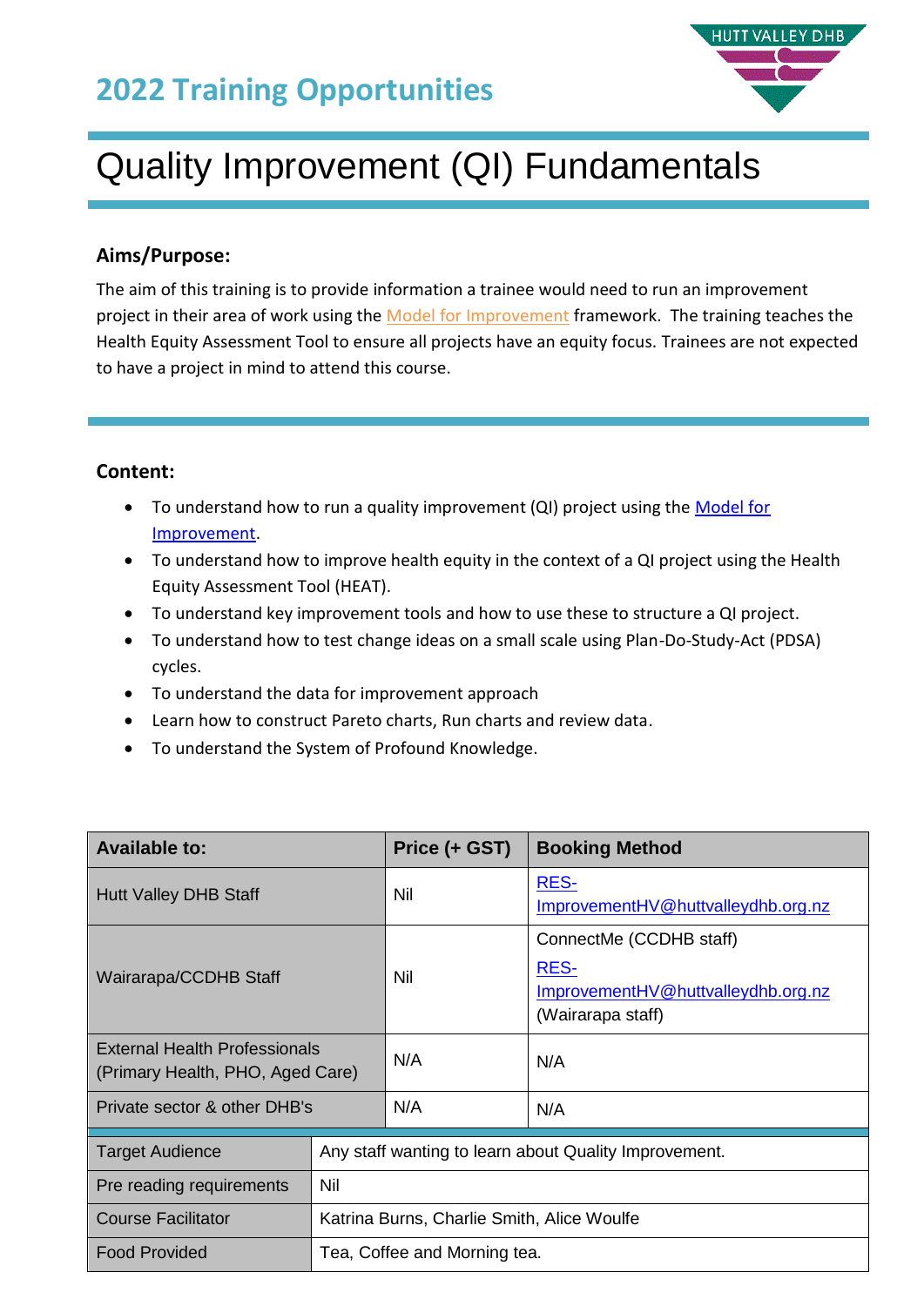## 2022 Training Opportunities

HUTT VALLEY DHB

# Quality Improvement (QI) Fundamentals

### Aims/Purpose:

The aim of this training is to provide information a trainee would need to run an improvement project in their area of work using the Model for Improvement framework. The training teaches the Health Equity Assessment Tool to ensure all projects have an equity focus. Trainees are not expected to have a project in mind to attend this course.

### Content:

- To understand how to run a quality improvement (QI) project using the Model for Improvement.
- To understand how to improve health equity in the context of a QI project using the Health Equity Assessment Tool (HEAT).
- To understand key improvement tools and how to use these to structure a QI project.
- To understand how to test change ideas on a small scale using Plan-Do-Study-Act (PDSA) cycles.
- To understand the data for improvement approach
- Learn how to construct Pareto charts, Run charts and review data.
- To understand the System of Profound Knowledge.

| Available to: | Price (+ GST) | Booking Method |
|---|---|---|
| Hutt Valley DHB Staff | Nil | RES-ImprovementHV@huttvalleydhb.org.nz |
| Wairarapa/CCDHB Staff | Nil | ConnectMe (CCDHB staff) RES-ImprovementHV@huttvalleydhb.org.nz (Wairarapa staff) |
| External Health Professionals (Primary Health, PHO, Aged Care) | N/A | N/A |
| Private sector & other DHB's | N/A | N/A |

| | |
|---|---|
| Target Audience | Any staff wanting to learn about Quality Improvement. |
| Pre reading requirements | Nil |
| Course Facilitator | Katrina Burns, Charlie Smith, Alice Woulfe |
| Food Provided | Tea, Coffee and Morning tea. |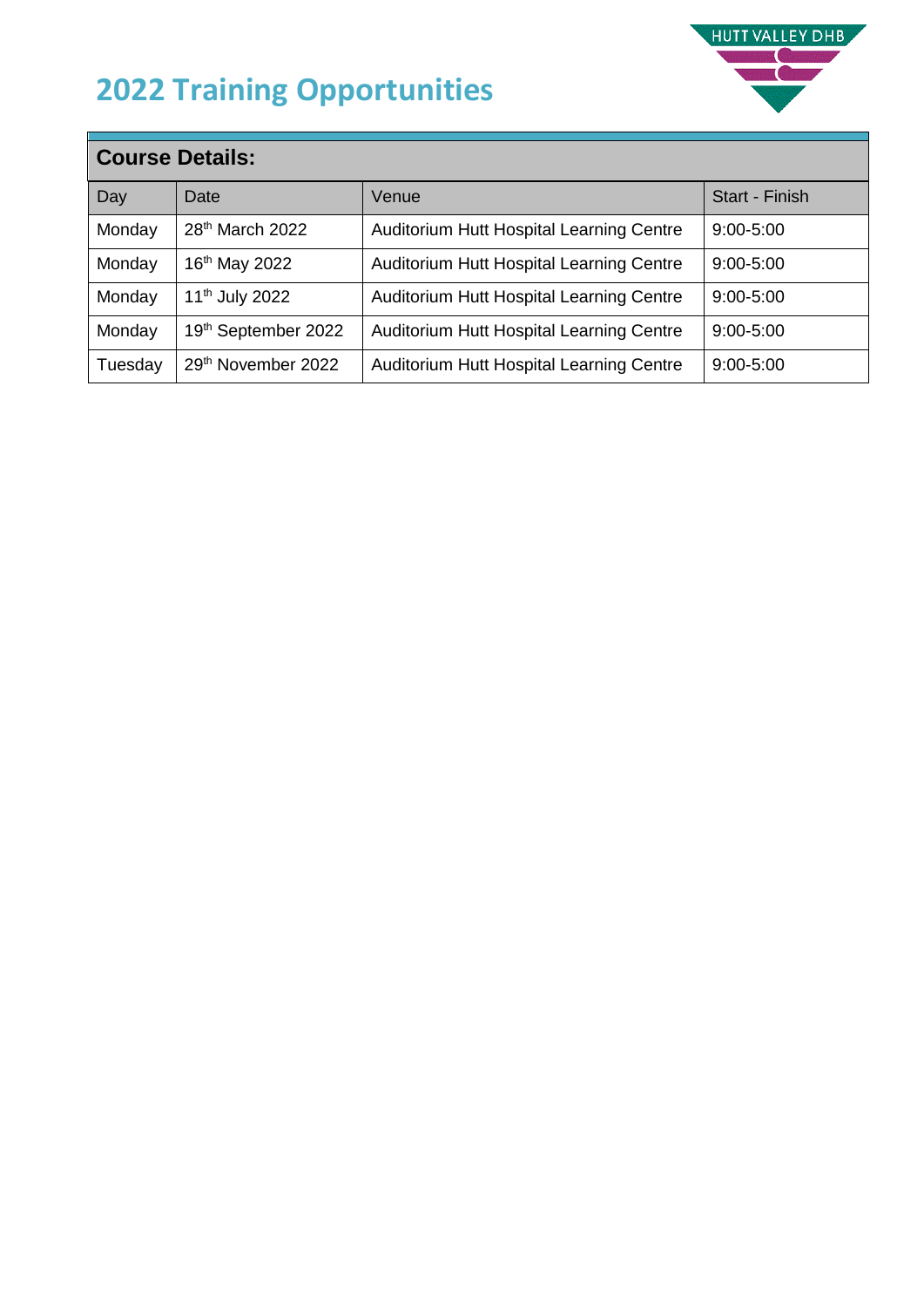# 2022 Training Opportunities

HUTT VALLEY DHB

| Course Details: | | | |
|---|---|---|---|
| Day | Date | Venue | Start - Finish |
| Monday | 28th March 2022 | Auditorium Hutt Hospital Learning Centre | 9:00-5:00 |
| Monday | 16th May 2022 | Auditorium Hutt Hospital Learning Centre | 9:00-5:00 |
| Monday | 11th July 2022 | Auditorium Hutt Hospital Learning Centre | 9:00-5:00 |
| Monday | 19th September 2022 | Auditorium Hutt Hospital Learning Centre | 9:00-5:00 |
| Tuesday | 29th November 2022 | Auditorium Hutt Hospital Learning Centre | 9:00-5:00 |